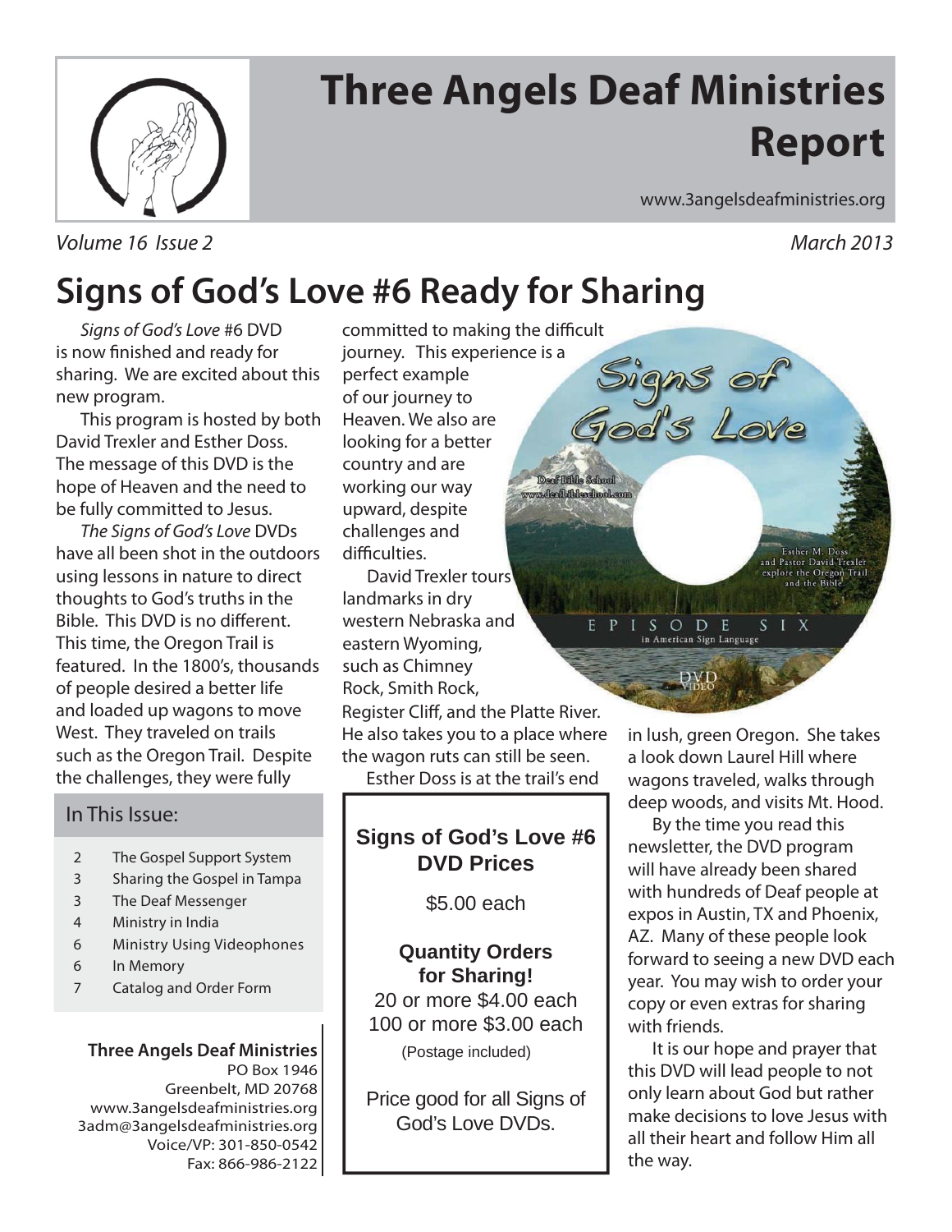# Three Angels Deaf Ministries Report

www.3angelsdeafministries.org

*Volume 16 Issue 2* *March 2013*

## Signs of God's Love #6 Ready for Sharing

*Signs of God's Love* #6 DVD is now finished and ready for sharing. We are excited about this new program.

This program is hosted by both David Trexler and Esther Doss. The message of this DVD is the hope of Heaven and the need to be fully committed to Jesus.

*The Signs of God's Love* DVDs have all been shot in the outdoors using lessons in nature to direct thoughts to God's truths in the Bible. This DVD is no different. This time, the Oregon Trail is featured. In the 1800's, thousands of people desired a better life and loaded up wagons to move West. They traveled on trails such as the Oregon Trail. Despite the challenges, they were fully committed to making the difficult journey. This experience is a perfect example of our journey to Heaven. We also are looking for a better country and are working our way upward, despite challenges and difficulties.

David Trexler tours landmarks in dry western Nebraska and eastern Wyoming, such as Chimney Rock, Smith Rock, Register Cliff, and the Platte River. He also takes you to a place where the wagon ruts can still be seen.

Esther Doss is at the trail's end in lush, green Oregon. She takes a look down Laurel Hill where wagons traveled, walks through deep woods, and visits Mt. Hood.

By the time you read this newsletter, the DVD program will have already been shared with hundreds of Deaf people at expos in Austin, TX and Phoenix, AZ. Many of these people look forward to seeing a new DVD each year. You may wish to order your copy or even extras for sharing with friends.

It is our hope and prayer that this DVD will lead people to not only learn about God but rather make decisions to love Jesus with all their heart and follow Him all the way.

**Signs of God's Love #6 DVD Prices**

$5.00 each

**Quantity Orders for Sharing!**

20 or more $4.00 each
100 or more $3.00 each
(Postage included)

Price good for all Signs of God's Love DVDs.

### In This Issue:

| | |
|---|---|
| 2 | The Gospel Support System |
| 3 | Sharing the Gospel in Tampa |
| 3 | The Deaf Messenger |
| 4 | Ministry in India |
| 6 | Ministry Using Videophones |
| 6 | In Memory |
| 7 | Catalog and Order Form |

**Three Angels Deaf Ministries**
PO Box 1946
Greenbelt, MD 20768
www.3angelsdeafministries.org
3adm@3angelsdeafministries.org
Voice/VP: 301-850-0542
Fax: 866-986-2122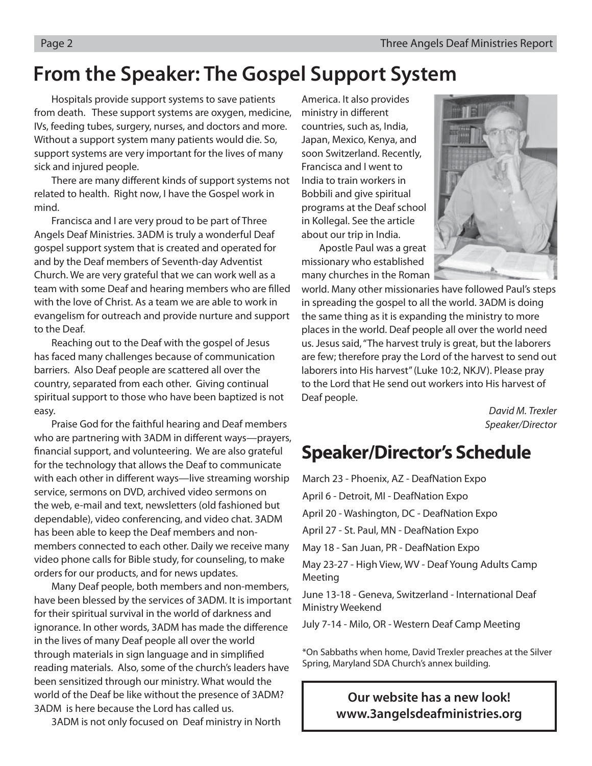## From the Speaker: The Gospel Support System

Hospitals provide support systems to save patients from death. These support systems are oxygen, medicine, IVs, feeding tubes, surgery, nurses, and doctors and more. Without a support system many patients would die. So, support systems are very important for the lives of many sick and injured people.

There are many different kinds of support systems not related to health. Right now, I have the Gospel work in mind.

Francisca and I are very proud to be part of Three Angels Deaf Ministries. 3ADM is truly a wonderful Deaf gospel support system that is created and operated for and by the Deaf members of Seventh-day Adventist Church. We are very grateful that we can work well as a team with some Deaf and hearing members who are filled with the love of Christ. As a team we are able to work in evangelism for outreach and provide nurture and support to the Deaf.

Reaching out to the Deaf with the gospel of Jesus has faced many challenges because of communication barriers. Also Deaf people are scattered all over the country, separated from each other. Giving continual spiritual support to those who have been baptized is not easy.

Praise God for the faithful hearing and Deaf members who are partnering with 3ADM in different ways—prayers, financial support, and volunteering. We are also grateful for the technology that allows the Deaf to communicate with each other in different ways—live streaming worship service, sermons on DVD, archived video sermons on the web, e-mail and text, newsletters (old fashioned but dependable), video conferencing, and video chat. 3ADM has been able to keep the Deaf members and non-members connected to each other. Daily we receive many video phone calls for Bible study, for counseling, to make orders for our products, and for news updates.

Many Deaf people, both members and non-members, have been blessed by the services of 3ADM. It is important for their spiritual survival in the world of darkness and ignorance. In other words, 3ADM has made the difference in the lives of many Deaf people all over the world through materials in sign language and in simplified reading materials. Also, some of the church's leaders have been sensitized through our ministry. What would the world of the Deaf be like without the presence of 3ADM? 3ADM is here because the Lord has called us.

3ADM is not only focused on Deaf ministry in North America. It also provides ministry in different countries, such as, India, Japan, Mexico, Kenya, and soon Switzerland. Recently, Francisca and I went to India to train workers in Bobbili and give spiritual programs at the Deaf school in Kollegal. See the article about our trip in India.

Apostle Paul was a great missionary who established many churches in the Roman world. Many other missionaries have followed Paul's steps in spreading the gospel to all the world. 3ADM is doing the same thing as it is expanding the ministry to more places in the world. Deaf people all over the world need us. Jesus said, "The harvest truly is great, but the laborers are few; therefore pray the Lord of the harvest to send out laborers into His harvest" (Luke 10:2, NKJV). Please pray to the Lord that He send out workers into His harvest of Deaf people.

*David M. Trexler*
*Speaker/Director*

## Speaker/Director's Schedule

March 23 - Phoenix, AZ - DeafNation Expo

April 6 - Detroit, MI - DeafNation Expo

April 20 - Washington, DC - DeafNation Expo

April 27 - St. Paul, MN - DeafNation Expo

May 18 - San Juan, PR - DeafNation Expo

May 23-27 - High View, WV - Deaf Young Adults Camp Meeting

June 13-18 - Geneva, Switzerland - International Deaf Ministry Weekend

July 7-14 - Milo, OR - Western Deaf Camp Meeting

*On Sabbaths when home, David Trexler preaches at the Silver Spring, Maryland SDA Church's annex building.

**Our website has a new look!**
**www.3angelsdeafministries.org**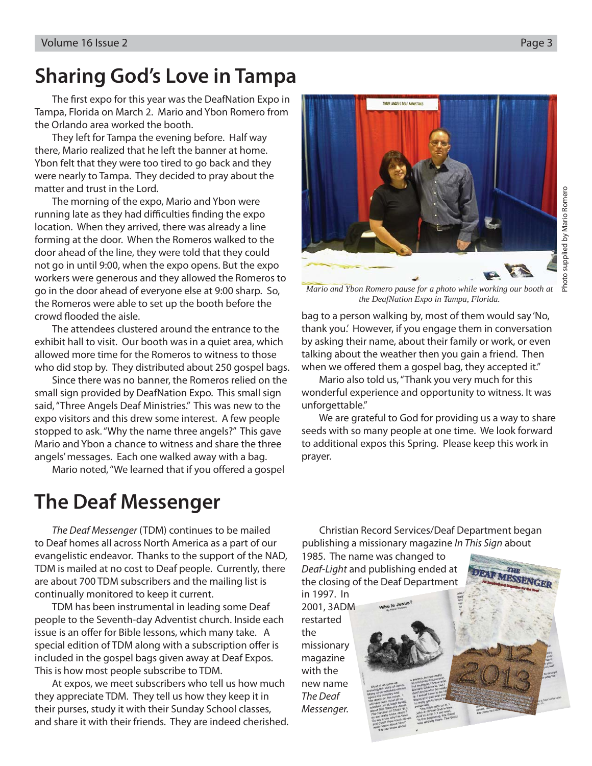# Sharing God's Love in Tampa

The first expo for this year was the DeafNation Expo in Tampa, Florida on March 2. Mario and Ybon Romero from the Orlando area worked the booth.

They left for Tampa the evening before. Half way there, Mario realized that he left the banner at home. Ybon felt that they were too tired to go back and they were nearly to Tampa. They decided to pray about the matter and trust in the Lord.

The morning of the expo, Mario and Ybon were running late as they had difficulties finding the expo location. When they arrived, there was already a line forming at the door. When the Romeros walked to the door ahead of the line, they were told that they could not go in until 9:00, when the expo opens. But the expo workers were generous and they allowed the Romeros to go in the door ahead of everyone else at 9:00 sharp. So, the Romeros were able to set up the booth before the crowd flooded the aisle.

The attendees clustered around the entrance to the exhibit hall to visit. Our booth was in a quiet area, which allowed more time for the Romeros to witness to those who did stop by. They distributed about 250 gospel bags.

Since there was no banner, the Romeros relied on the small sign provided by DeafNation Expo. This small sign said, "Three Angels Deaf Ministries." This was new to the expo visitors and this drew some interest. A few people stopped to ask. "Why the name three angels?" This gave Mario and Ybon a chance to witness and share the three angels' messages. Each one walked away with a bag.

Mario noted, "We learned that if you offered a gospel bag to a person walking by, most of them would say 'No, thank you.' However, if you engage them in conversation by asking their name, about their family or work, or even talking about the weather then you gain a friend. Then when we offered them a gospel bag, they accepted it."

*Mario and Ybon Romero pause for a photo while working our booth at the DeafNation Expo in Tampa, Florida.*

Photo supplied by Mario Romero

Mario also told us, "Thank you very much for this wonderful experience and opportunity to witness. It was unforgettable."

We are grateful to God for providing us a way to share seeds with so many people at one time. We look forward to additional expos this Spring. Please keep this work in prayer.

# The Deaf Messenger

*The Deaf Messenger* (TDM) continues to be mailed to Deaf homes all across North America as a part of our evangelistic endeavor. Thanks to the support of the NAD, TDM is mailed at no cost to Deaf people. Currently, there are about 700 TDM subscribers and the mailing list is continually monitored to keep it current.

TDM has been instrumental in leading some Deaf people to the Seventh-day Adventist church. Inside each issue is an offer for Bible lessons, which many take. A special edition of TDM along with a subscription offer is included in the gospel bags given away at Deaf Expos. This is how most people subscribe to TDM.

At expos, we meet subscribers who tell us how much they appreciate TDM. They tell us how they keep it in their purses, study it with their Sunday School classes, and share it with their friends. They are indeed cherished.

Christian Record Services/Deaf Department began publishing a missionary magazine *In This Sign* about 1985. The name was changed to *Deaf-Light* and publishing ended at the closing of the Deaf Department in 1997. In 2001, 3ADM restarted the missionary magazine with the new name *The Deaf Messenger.*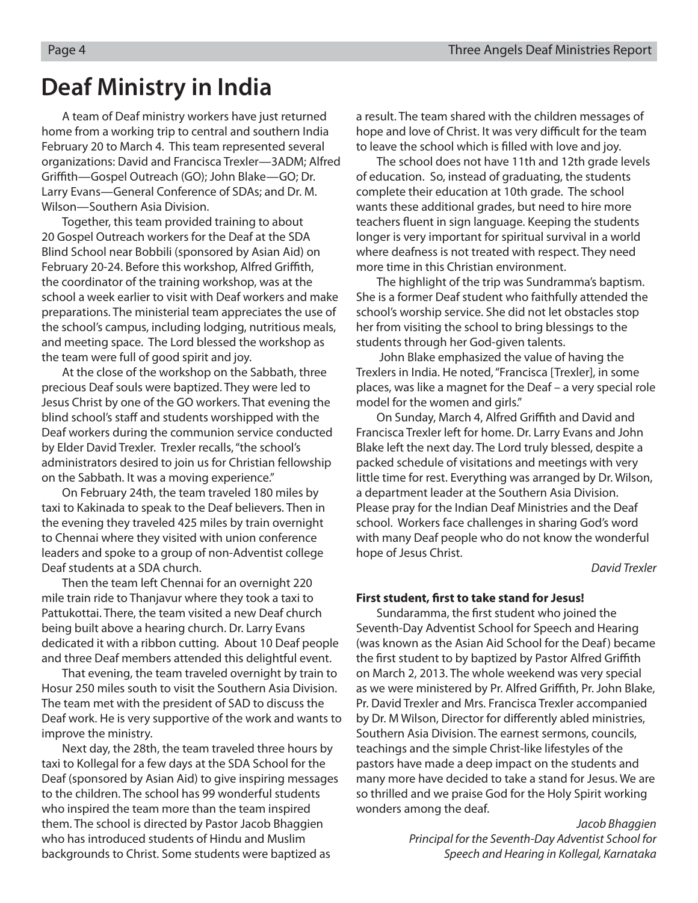# Deaf Ministry in India

A team of Deaf ministry workers have just returned home from a working trip to central and southern India February 20 to March 4. This team represented several organizations: David and Francisca Trexler—3ADM; Alfred Griffith—Gospel Outreach (GO); John Blake—GO; Dr. Larry Evans—General Conference of SDAs; and Dr. M. Wilson—Southern Asia Division.

Together, this team provided training to about 20 Gospel Outreach workers for the Deaf at the SDA Blind School near Bobbili (sponsored by Asian Aid) on February 20-24. Before this workshop, Alfred Griffith, the coordinator of the training workshop, was at the school a week earlier to visit with Deaf workers and make preparations. The ministerial team appreciates the use of the school's campus, including lodging, nutritious meals, and meeting space. The Lord blessed the workshop as the team were full of good spirit and joy.

At the close of the workshop on the Sabbath, three precious Deaf souls were baptized. They were led to Jesus Christ by one of the GO workers. That evening the blind school's staff and students worshipped with the Deaf workers during the communion service conducted by Elder David Trexler. Trexler recalls, "the school's administrators desired to join us for Christian fellowship on the Sabbath. It was a moving experience."

On February 24th, the team traveled 180 miles by taxi to Kakinada to speak to the Deaf believers. Then in the evening they traveled 425 miles by train overnight to Chennai where they visited with union conference leaders and spoke to a group of non-Adventist college Deaf students at a SDA church.

Then the team left Chennai for an overnight 220 mile train ride to Thanjavur where they took a taxi to Pattukottai. There, the team visited a new Deaf church being built above a hearing church. Dr. Larry Evans dedicated it with a ribbon cutting. About 10 Deaf people and three Deaf members attended this delightful event.

That evening, the team traveled overnight by train to Hosur 250 miles south to visit the Southern Asia Division. The team met with the president of SAD to discuss the Deaf work. He is very supportive of the work and wants to improve the ministry.

Next day, the 28th, the team traveled three hours by taxi to Kollegal for a few days at the SDA School for the Deaf (sponsored by Asian Aid) to give inspiring messages to the children. The school has 99 wonderful students who inspired the team more than the team inspired them. The school is directed by Pastor Jacob Bhaggien who has introduced students of Hindu and Muslim backgrounds to Christ. Some students were baptized as a result. The team shared with the children messages of hope and love of Christ. It was very difficult for the team to leave the school which is filled with love and joy.

The school does not have 11th and 12th grade levels of education. So, instead of graduating, the students complete their education at 10th grade. The school wants these additional grades, but need to hire more teachers fluent in sign language. Keeping the students longer is very important for spiritual survival in a world where deafness is not treated with respect. They need more time in this Christian environment.

The highlight of the trip was Sundramma's baptism. She is a former Deaf student who faithfully attended the school's worship service. She did not let obstacles stop her from visiting the school to bring blessings to the students through her God-given talents.

John Blake emphasized the value of having the Trexlers in India. He noted, "Francisca [Trexler], in some places, was like a magnet for the Deaf – a very special role model for the women and girls."

On Sunday, March 4, Alfred Griffith and David and Francisca Trexler left for home. Dr. Larry Evans and John Blake left the next day. The Lord truly blessed, despite a packed schedule of visitations and meetings with very little time for rest. Everything was arranged by Dr. Wilson, a department leader at the Southern Asia Division. Please pray for the Indian Deaf Ministries and the Deaf school. Workers face challenges in sharing God's word with many Deaf people who do not know the wonderful hope of Jesus Christ.

*David Trexler*

**First student, first to take stand for Jesus!**

Sundaramma, the first student who joined the Seventh-Day Adventist School for Speech and Hearing (was known as the Asian Aid School for the Deaf) became the first student to by baptized by Pastor Alfred Griffith on March 2, 2013. The whole weekend was very special as we were ministered by Pr. Alfred Griffith, Pr. John Blake, Pr. David Trexler and Mrs. Francisca Trexler accompanied by Dr. M Wilson, Director for differently abled ministries, Southern Asia Division. The earnest sermons, councils, teachings and the simple Christ-like lifestyles of the pastors have made a deep impact on the students and many more have decided to take a stand for Jesus. We are so thrilled and we praise God for the Holy Spirit working wonders among the deaf.

*Jacob Bhaggien*
*Principal for the Seventh-Day Adventist School for Speech and Hearing in Kollegal, Karnataka*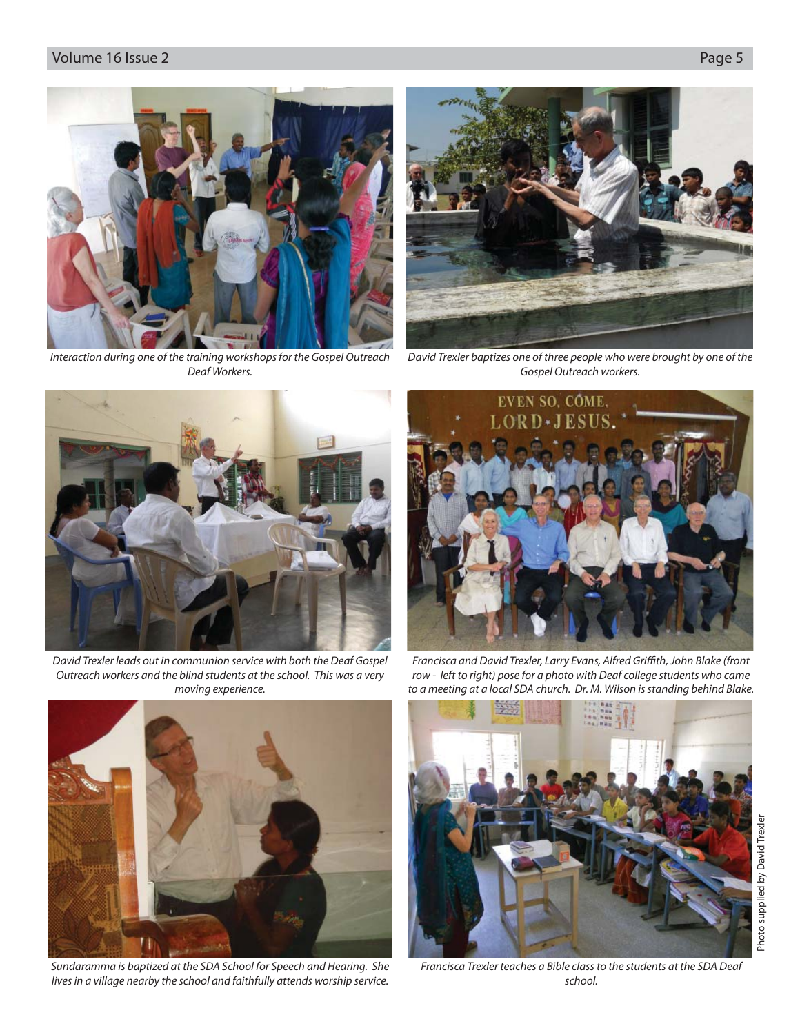*Interaction during one of the training workshops for the Gospel Outreach Deaf Workers.*

*David Trexler baptizes one of three people who were brought by one of the Gospel Outreach workers.*

*David Trexler leads out in communion service with both the Deaf Gospel Outreach workers and the blind students at the school. This was a very moving experience.*

*Francisca and David Trexler, Larry Evans, Alfred Griffith, John Blake (front row - left to right) pose for a photo with Deaf college students who came to a meeting at a local SDA church. Dr. M. Wilson is standing behind Blake.*

*Sundaramma is baptized at the SDA School for Speech and Hearing. She lives in a village nearby the school and faithfully attends worship service.*

*Francisca Trexler teaches a Bible class to the students at the SDA Deaf school.*

Photo supplied by David Trexler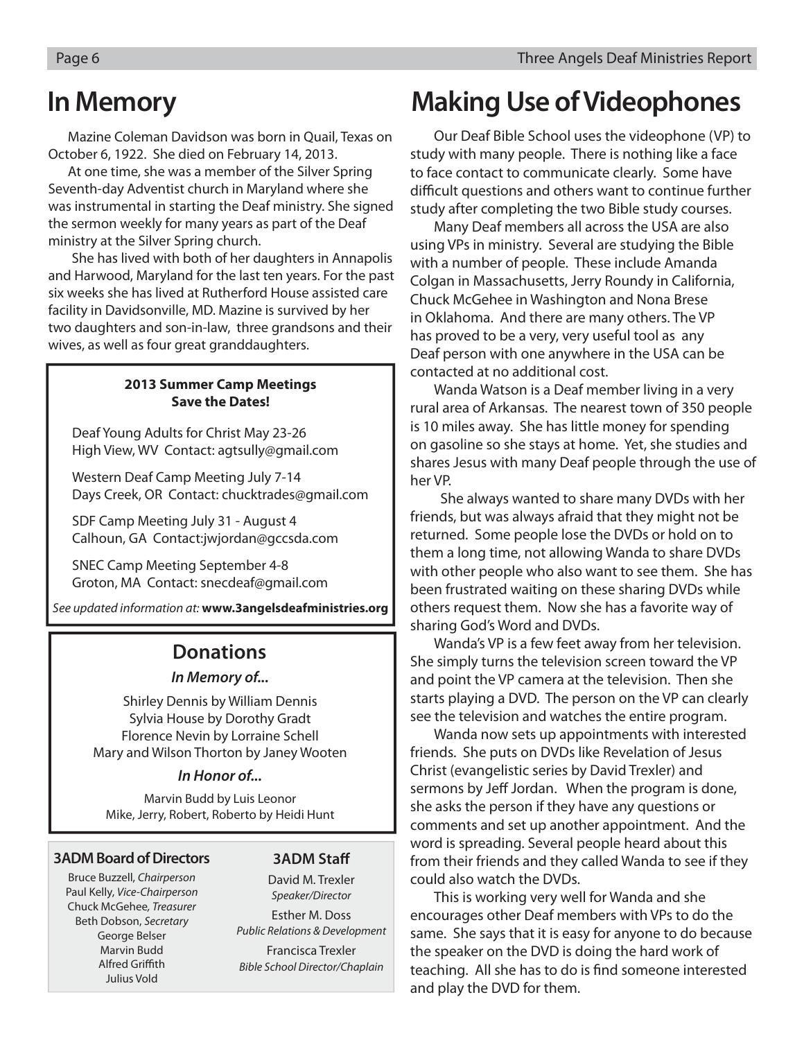# In Memory

Mazine Coleman Davidson was born in Quail, Texas on October 6, 1922. She died on February 14, 2013.

At one time, she was a member of the Silver Spring Seventh-day Adventist church in Maryland where she was instrumental in starting the Deaf ministry. She signed the sermon weekly for many years as part of the Deaf ministry at the Silver Spring church.

She has lived with both of her daughters in Annapolis and Harwood, Maryland for the last ten years. For the past six weeks she has lived at Rutherford House assisted care facility in Davidsonville, MD. Mazine is survived by her two daughters and son-in-law, three grandsons and their wives, as well as four great granddaughters.

**2013 Summer Camp Meetings**
**Save the Dates!**

Deaf Young Adults for Christ May 23-26
High View, WV Contact: agtsully@gmail.com

Western Deaf Camp Meeting July 7-14
Days Creek, OR Contact: chucktrades@gmail.com

SDF Camp Meeting July 31 - August 4
Calhoun, GA Contact:jwjordan@gccsda.com

SNEC Camp Meeting September 4-8
Groton, MA Contact: snecdeaf@gmail.com

*See updated information at:* **www.3angelsdeafministries.org**

## Donations

***In Memory of...***

Shirley Dennis by William Dennis
Sylvia House by Dorothy Gradt
Florence Nevin by Lorraine Schell
Mary and Wilson Thorton by Janey Wooten

***In Honor of...***

Marvin Budd by Luis Leonor
Mike, Jerry, Robert, Roberto by Heidi Hunt

**3ADM Board of Directors**

Bruce Buzzell, *Chairperson*
Paul Kelly, *Vice-Chairperson*
Chuck McGehee, *Treasurer*
Beth Dobson, *Secretary*
George Belser
Marvin Budd
Alfred Griffith
Julius Vold

**3ADM Staff**

David M. Trexler
*Speaker/Director*

Esther M. Doss
*Public Relations & Development*

Francisca Trexler
*Bible School Director/Chaplain*

# Making Use of Videophones

Our Deaf Bible School uses the videophone (VP) to study with many people. There is nothing like a face to face contact to communicate clearly. Some have difficult questions and others want to continue further study after completing the two Bible study courses.

Many Deaf members all across the USA are also using VPs in ministry. Several are studying the Bible with a number of people. These include Amanda Colgan in Massachusetts, Jerry Roundy in California, Chuck McGehee in Washington and Nona Brese in Oklahoma. And there are many others. The VP has proved to be a very, very useful tool as any Deaf person with one anywhere in the USA can be contacted at no additional cost.

Wanda Watson is a Deaf member living in a very rural area of Arkansas. The nearest town of 350 people is 10 miles away. She has little money for spending on gasoline so she stays at home. Yet, she studies and shares Jesus with many Deaf people through the use of her VP.

She always wanted to share many DVDs with her friends, but was always afraid that they might not be returned. Some people lose the DVDs or hold on to them a long time, not allowing Wanda to share DVDs with other people who also want to see them. She has been frustrated waiting on these sharing DVDs while others request them. Now she has a favorite way of sharing God's Word and DVDs.

Wanda's VP is a few feet away from her television. She simply turns the television screen toward the VP and point the VP camera at the television. Then she starts playing a DVD. The person on the VP can clearly see the television and watches the entire program.

Wanda now sets up appointments with interested friends. She puts on DVDs like Revelation of Jesus Christ (evangelistic series by David Trexler) and sermons by Jeff Jordan. When the program is done, she asks the person if they have any questions or comments and set up another appointment. And the word is spreading. Several people heard about this from their friends and they called Wanda to see if they could also watch the DVDs.

This is working very well for Wanda and she encourages other Deaf members with VPs to do the same. She says that it is easy for anyone to do because the speaker on the DVD is doing the hard work of teaching. All she has to do is find someone interested and play the DVD for them.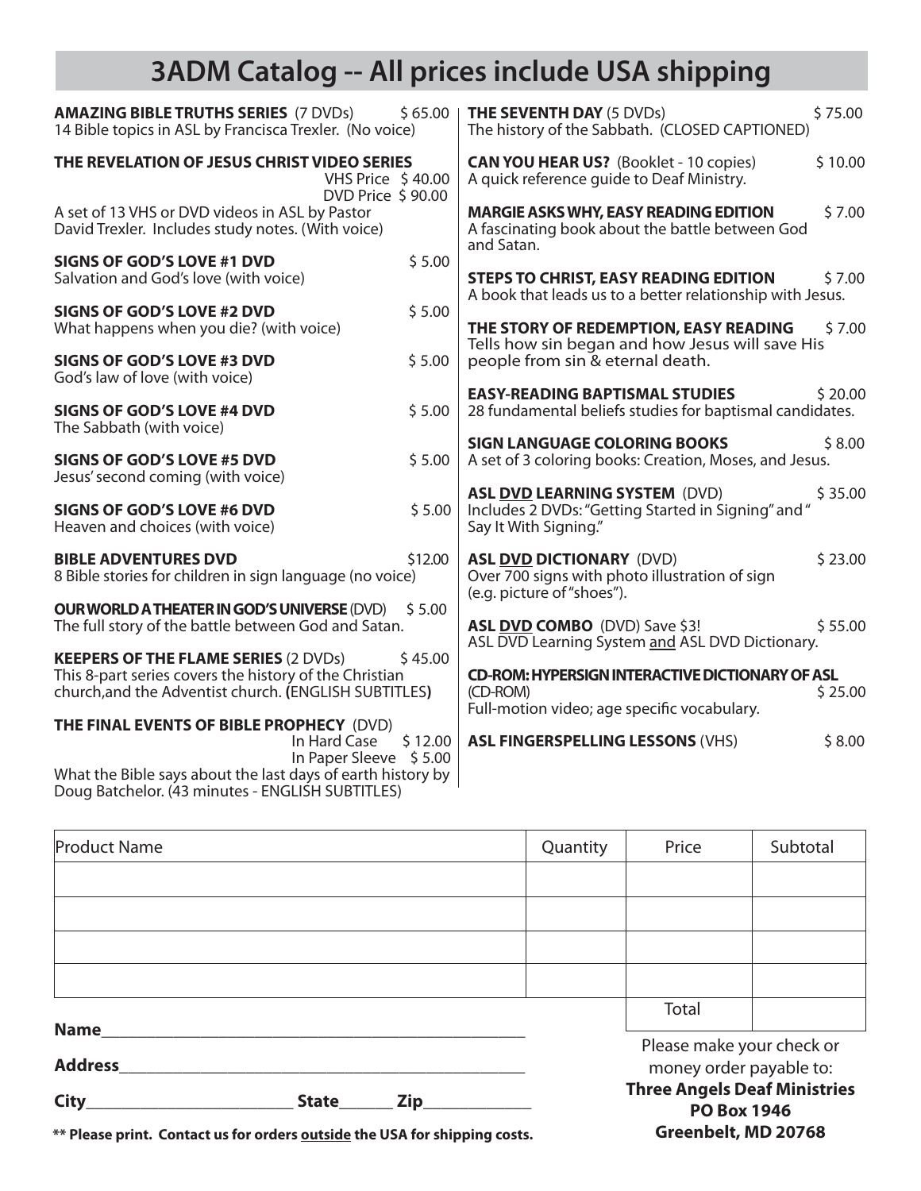# 3ADM Catalog -- All prices include USA shipping

**AMAZING BIBLE TRUTHS SERIES** (7 DVDs) $ 65.00
14 Bible topics in ASL by Francisca Trexler. (No voice)

**THE REVELATION OF JESUS CHRIST VIDEO SERIES**
VHS Price $ 40.00
DVD Price $ 90.00
A set of 13 VHS or DVD videos in ASL by Pastor David Trexler. Includes study notes. (With voice)

**SIGNS OF GOD'S LOVE #1 DVD** $ 5.00
Salvation and God's love (with voice)

**SIGNS OF GOD'S LOVE #2 DVD** $ 5.00
What happens when you die? (with voice)

**SIGNS OF GOD'S LOVE #3 DVD** $ 5.00
God's law of love (with voice)

**SIGNS OF GOD'S LOVE #4 DVD** $ 5.00
The Sabbath (with voice)

**SIGNS OF GOD'S LOVE #5 DVD** $ 5.00
Jesus' second coming (with voice)

**SIGNS OF GOD'S LOVE #6 DVD** $ 5.00
Heaven and choices (with voice)

**BIBLE ADVENTURES DVD** $12.00
8 Bible stories for children in sign language (no voice)

**OUR WORLD A THEATER IN GOD'S UNIVERSE** (DVD) $ 5.00
The full story of the battle between God and Satan.

**KEEPERS OF THE FLAME SERIES** (2 DVDs) $ 45.00
This 8-part series covers the history of the Christian church,and the Adventist church. **(**ENGLISH SUBTITLES**)**

**THE FINAL EVENTS OF BIBLE PROPHECY** (DVD)
In Hard Case $ 12.00
In Paper Sleeve $ 5.00
What the Bible says about the last days of earth history by Doug Batchelor. (43 minutes - ENGLISH SUBTITLES)

**THE SEVENTH DAY** (5 DVDs) $ 75.00
The history of the Sabbath. (CLOSED CAPTIONED)

**CAN YOU HEAR US?** (Booklet - 10 copies) $ 10.00
A quick reference guide to Deaf Ministry.

**MARGIE ASKS WHY, EASY READING EDITION** $ 7.00
A fascinating book about the battle between God and Satan.

**STEPS TO CHRIST, EASY READING EDITION** $ 7.00
A book that leads us to a better relationship with Jesus.

**THE STORY OF REDEMPTION, EASY READING** $ 7.00
Tells how sin began and how Jesus will save His people from sin & eternal death.

**EASY-READING BAPTISMAL STUDIES** $ 20.00
28 fundamental beliefs studies for baptismal candidates.

**SIGN LANGUAGE COLORING BOOKS** $ 8.00
A set of 3 coloring books: Creation, Moses, and Jesus.

**ASL DVD LEARNING SYSTEM** (DVD) $ 35.00
Includes 2 DVDs: "Getting Started in Signing" and " Say It With Signing."

**ASL DVD DICTIONARY** (DVD) $ 23.00
Over 700 signs with photo illustration of sign (e.g. picture of "shoes").

**ASL DVD COMBO** (DVD) Save $3! $ 55.00
ASL DVD Learning System and ASL DVD Dictionary.

**CD-ROM: HYPERSIGN INTERACTIVE DICTIONARY OF ASL**
(CD-ROM) $ 25.00
Full-motion video; age specific vocabulary.

**ASL FINGERSPELLING LESSONS** (VHS) $ 8.00

| Product Name | Quantity | Price | Subtotal |
|---|---|---|---|
| | | | |
| | | | |
| | | | |
| | | | |
| | | Total | |

**Name**\_\_\_\_\_\_\_\_\_\_\_\_\_\_\_\_\_\_\_\_\_\_\_\_\_\_\_\_\_\_\_\_\_\_\_\_

**Address**\_\_\_\_\_\_\_\_\_\_\_\_\_\_\_\_\_\_\_\_\_\_\_\_\_\_\_\_\_\_\_\_\_\_

**City**\_\_\_\_\_\_\_\_\_\_\_\_\_\_\_\_ **State**\_\_\_\_\_ **Zip**\_\_\_\_\_\_\_\_\_\_

**\*\* Please print. Contact us for orders outside the USA for shipping costs.**

Please make your check or money order payable to:
**Three Angels Deaf Ministries**
**PO Box 1946**
**Greenbelt, MD 20768**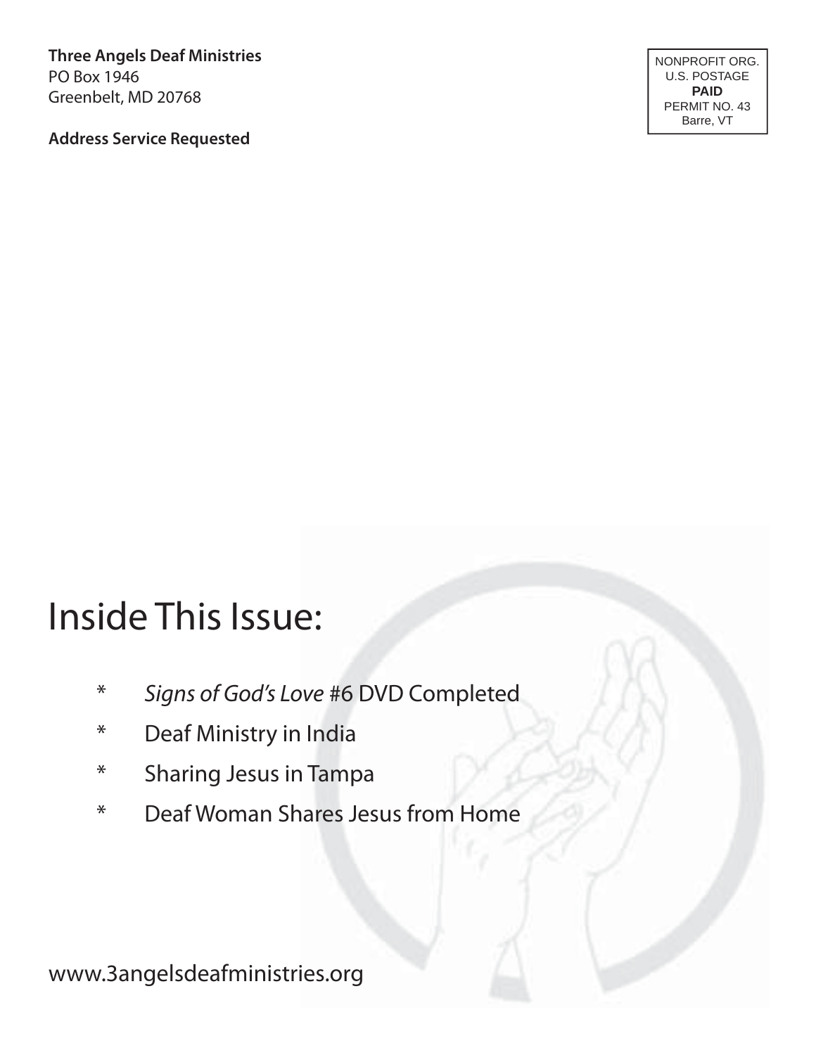**Three Angels Deaf Ministries**
PO Box 1946
Greenbelt, MD 20768

**Address Service Requested**

NONPROFIT ORG.
U.S. POSTAGE
**PAID**
PERMIT NO. 43
Barre, VT

# Inside This Issue:

- *Signs of God's Love* #6 DVD Completed
- Deaf Ministry in India
- Sharing Jesus in Tampa
- Deaf Woman Shares Jesus from Home

www.3angelsdeafministries.org